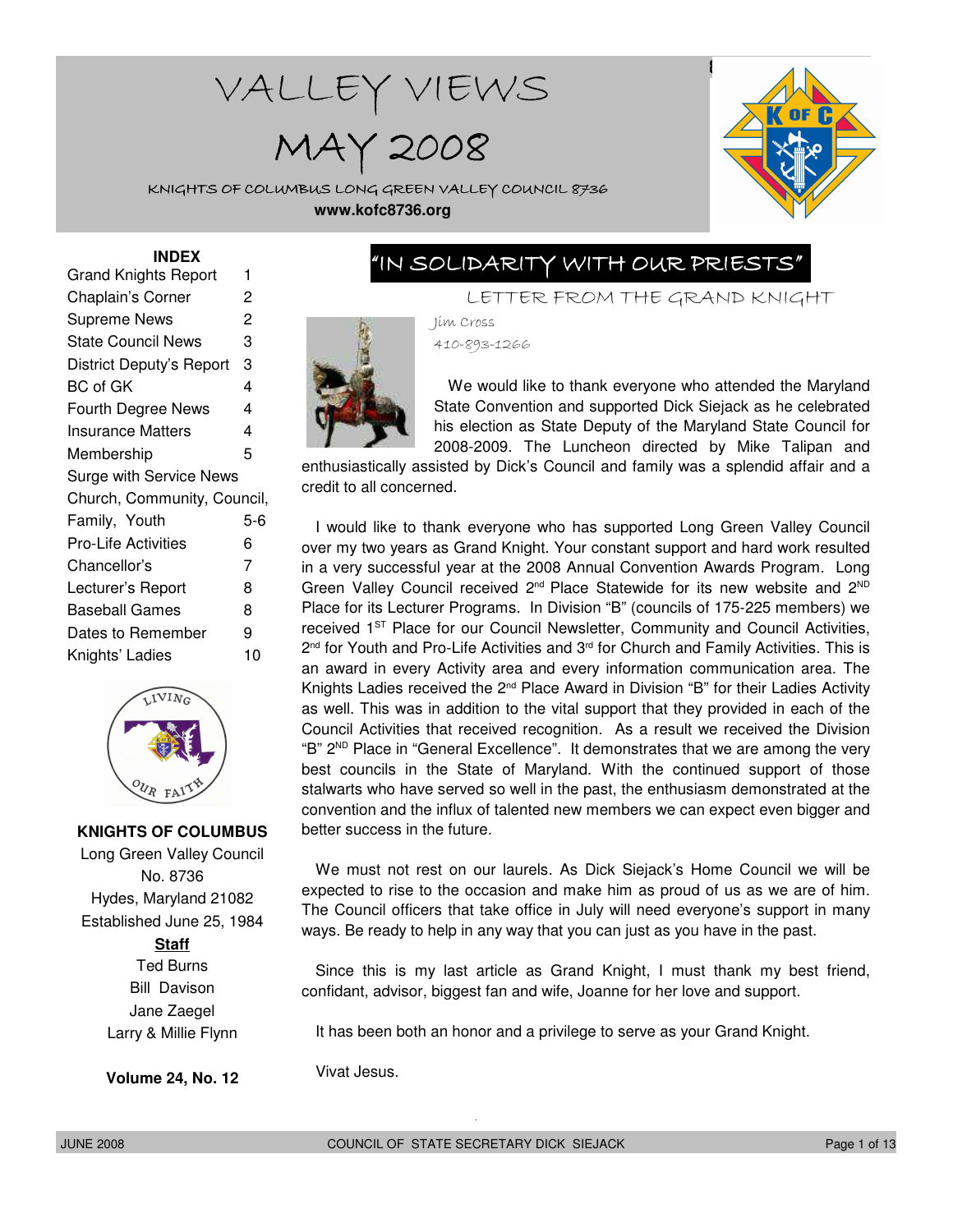# VALLEY VIEWS

# MAY 2008

KNIGHTS OF COLUMBUS LONG GREEN VALLEY COUNCIL 8736

**www.kofc8736.org**

**INDEX**

| | |
|---|---|
| Grand Knights Report | 1 |
| Chaplain's Corner | 2 |
| Supreme News | 2 |
| State Council News | 3 |
| District Deputy's Report | 3 |
| BC of GK | 4 |
| Fourth Degree News | 4 |
| Insurance Matters | 4 |
| Membership | 5 |
| Surge with Service News | |
| Church, Community, Council, Family, Youth | 5-6 |
| Pro-Life Activities | 6 |
| Chancellor's | 7 |
| Lecturer's Report | 8 |
| Baseball Games | 8 |
| Dates to Remember | 9 |
| Knights' Ladies | 10 |

**KNIGHTS OF COLUMBUS**

Long Green Valley Council No. 8736

Hydes, Maryland 21082

Established June 25, 1984

**Staff**

Ted Burns

Bill Davison

Jane Zaegel

Larry & Millie Flynn

**Volume 24, No. 12**

## "IN SOLIDARITY WITH OUR PRIESTS"

### LETTER FROM THE GRAND KNIGHT

*Jim Cross*

*410-893-1266*

We would like to thank everyone who attended the Maryland State Convention and supported Dick Siejack as he celebrated his election as State Deputy of the Maryland State Council for 2008-2009. The Luncheon directed by Mike Talipan and enthusiastically assisted by Dick's Council and family was a splendid affair and a credit to all concerned.

I would like to thank everyone who has supported Long Green Valley Council over my two years as Grand Knight. Your constant support and hard work resulted in a very successful year at the 2008 Annual Convention Awards Program. Long Green Valley Council received 2nd Place Statewide for its new website and 2ND Place for its Lecturer Programs. In Division "B" (councils of 175-225 members) we received 1ST Place for our Council Newsletter, Community and Council Activities, 2nd for Youth and Pro-Life Activities and 3rd for Church and Family Activities. This is an award in every Activity area and every information communication area. The Knights Ladies received the 2nd Place Award in Division "B" for their Ladies Activity as well. This was in addition to the vital support that they provided in each of the Council Activities that received recognition. As a result we received the Division "B" 2ND Place in "General Excellence". It demonstrates that we are among the very best councils in the State of Maryland. With the continued support of those stalwarts who have served so well in the past, the enthusiasm demonstrated at the convention and the influx of talented new members we can expect even bigger and better success in the future.

We must not rest on our laurels. As Dick Siejack's Home Council we will be expected to rise to the occasion and make him as proud of us as we are of him. The Council officers that take office in July will need everyone's support in many ways. Be ready to help in any way that you can just as you have in the past.

Since this is my last article as Grand Knight, I must thank my best friend, confidant, advisor, biggest fan and wife, Joanne for her love and support.

It has been both an honor and a privilege to serve as your Grand Knight.

Vivat Jesus.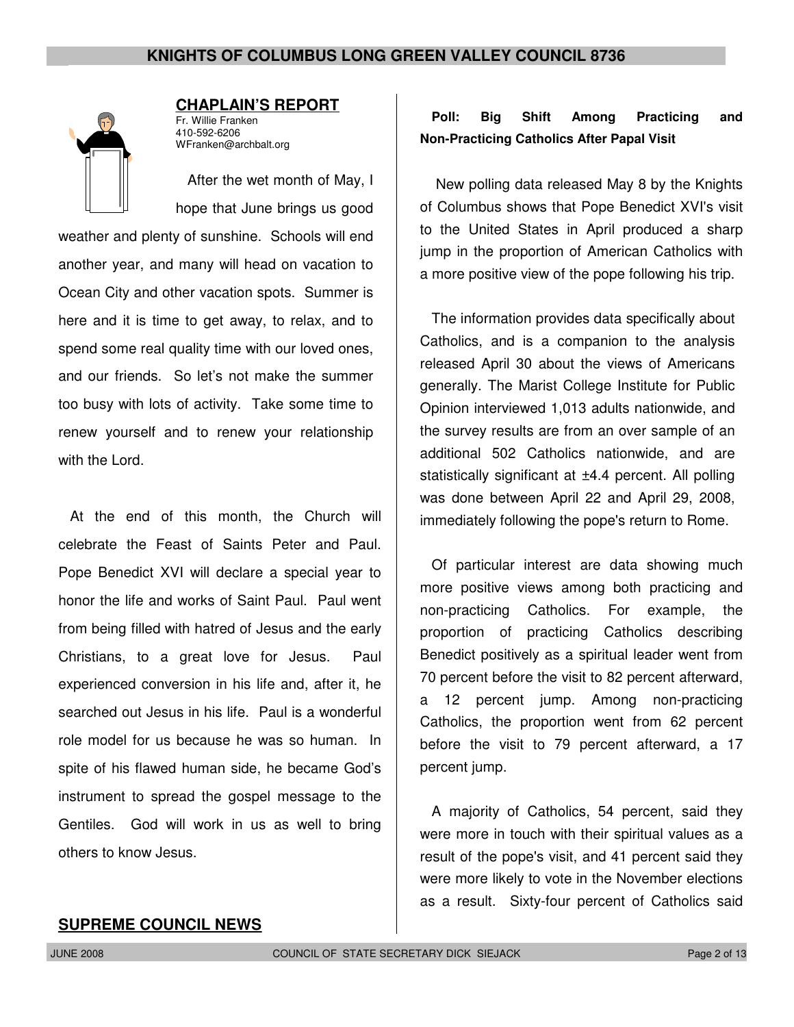## CHAPLAIN'S REPORT

Fr. Willie Franken
410-592-6206
WFranken@archbalt.org

After the wet month of May, I hope that June brings us good weather and plenty of sunshine. Schools will end another year, and many will head on vacation to Ocean City and other vacation spots. Summer is here and it is time to get away, to relax, and to spend some real quality time with our loved ones, and our friends. So let's not make the summer too busy with lots of activity. Take some time to renew yourself and to renew your relationship with the Lord.

At the end of this month, the Church will celebrate the Feast of Saints Peter and Paul. Pope Benedict XVI will declare a special year to honor the life and works of Saint Paul. Paul went from being filled with hatred of Jesus and the early Christians, to a great love for Jesus. Paul experienced conversion in his life and, after it, he searched out Jesus in his life. Paul is a wonderful role model for us because he was so human. In spite of his flawed human side, he became God's instrument to spread the gospel message to the Gentiles. God will work in us as well to bring others to know Jesus.

## SUPREME COUNCIL NEWS

**Poll: Big Shift Among Practicing and Non-Practicing Catholics After Papal Visit**

New polling data released May 8 by the Knights of Columbus shows that Pope Benedict XVI's visit to the United States in April produced a sharp jump in the proportion of American Catholics with a more positive view of the pope following his trip.

The information provides data specifically about Catholics, and is a companion to the analysis released April 30 about the views of Americans generally. The Marist College Institute for Public Opinion interviewed 1,013 adults nationwide, and the survey results are from an over sample of an additional 502 Catholics nationwide, and are statistically significant at ±4.4 percent. All polling was done between April 22 and April 29, 2008, immediately following the pope's return to Rome.

Of particular interest are data showing much more positive views among both practicing and non-practicing Catholics. For example, the proportion of practicing Catholics describing Benedict positively as a spiritual leader went from 70 percent before the visit to 82 percent afterward, a 12 percent jump. Among non-practicing Catholics, the proportion went from 62 percent before the visit to 79 percent afterward, a 17 percent jump.

A majority of Catholics, 54 percent, said they were more in touch with their spiritual values as a result of the pope's visit, and 41 percent said they were more likely to vote in the November elections as a result. Sixty-four percent of Catholics said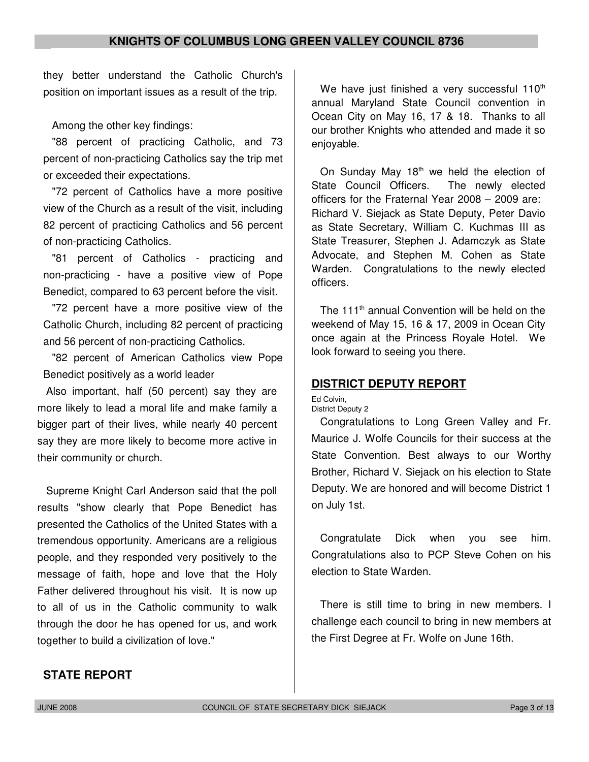they better understand the Catholic Church's position on important issues as a result of the trip.

Among the other key findings:

"88 percent of practicing Catholic, and 73 percent of non-practicing Catholics say the trip met or exceeded their expectations.

"72 percent of Catholics have a more positive view of the Church as a result of the visit, including 82 percent of practicing Catholics and 56 percent of non-practicing Catholics.

"81 percent of Catholics - practicing and non-practicing - have a positive view of Pope Benedict, compared to 63 percent before the visit.

"72 percent have a more positive view of the Catholic Church, including 82 percent of practicing and 56 percent of non-practicing Catholics.

"82 percent of American Catholics view Pope Benedict positively as a world leader

Also important, half (50 percent) say they are more likely to lead a moral life and make family a bigger part of their lives, while nearly 40 percent say they are more likely to become more active in their community or church.

Supreme Knight Carl Anderson said that the poll results "show clearly that Pope Benedict has presented the Catholics of the United States with a tremendous opportunity. Americans are a religious people, and they responded very positively to the message of faith, hope and love that the Holy Father delivered throughout his visit. It is now up to all of us in the Catholic community to walk through the door he has opened for us, and work together to build a civilization of love."

## STATE REPORT

We have just finished a very successful 110th annual Maryland State Council convention in Ocean City on May 16, 17 & 18. Thanks to all our brother Knights who attended and made it so enjoyable.

On Sunday May 18th we held the election of State Council Officers. The newly elected officers for the Fraternal Year 2008 – 2009 are: Richard V. Siejack as State Deputy, Peter Davio as State Secretary, William C. Kuchmas III as State Treasurer, Stephen J. Adamczyk as State Advocate, and Stephen M. Cohen as State Warden. Congratulations to the newly elected officers.

The 111th annual Convention will be held on the weekend of May 15, 16 & 17, 2009 in Ocean City once again at the Princess Royale Hotel. We look forward to seeing you there.

## DISTRICT DEPUTY REPORT

Ed Colvin,
District Deputy 2

Congratulations to Long Green Valley and Fr. Maurice J. Wolfe Councils for their success at the State Convention. Best always to our Worthy Brother, Richard V. Siejack on his election to State Deputy. We are honored and will become District 1 on July 1st.

Congratulate Dick when you see him. Congratulations also to PCP Steve Cohen on his election to State Warden.

There is still time to bring in new members. I challenge each council to bring in new members at the First Degree at Fr. Wolfe on June 16th.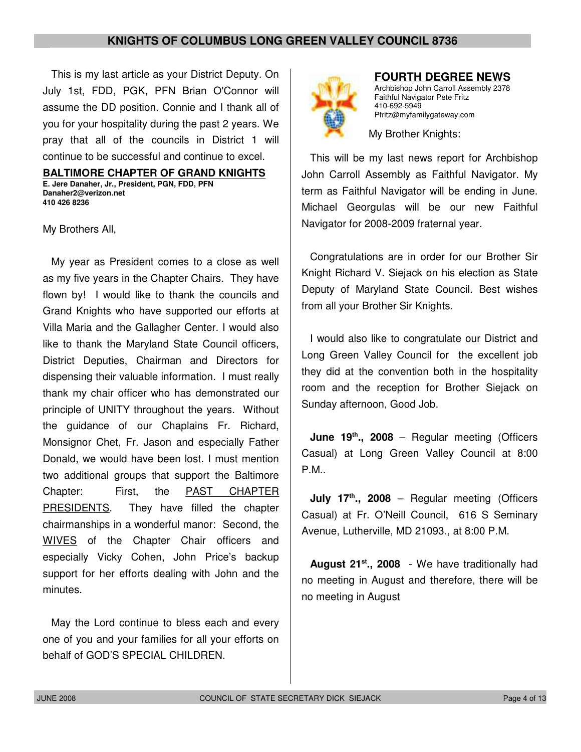This is my last article as your District Deputy. On July 1st, FDD, PGK, PFN Brian O'Connor will assume the DD position. Connie and I thank all of you for your hospitality during the past 2 years. We pray that all of the councils in District 1 will continue to be successful and continue to excel.

## BALTIMORE CHAPTER OF GRAND KNIGHTS

**E. Jere Danaher, Jr., President, PGN, FDD, PFN**
**Danaher2@verizon.net**
**410 426 8236**

My Brothers All,

My year as President comes to a close as well as my five years in the Chapter Chairs. They have flown by! I would like to thank the councils and Grand Knights who have supported our efforts at Villa Maria and the Gallagher Center. I would also like to thank the Maryland State Council officers, District Deputies, Chairman and Directors for dispensing their valuable information. I must really thank my chair officer who has demonstrated our principle of UNITY throughout the years. Without the guidance of our Chaplains Fr. Richard, Monsignor Chet, Fr. Jason and especially Father Donald, we would have been lost. I must mention two additional groups that support the Baltimore Chapter: First, the PAST CHAPTER PRESIDENTS. They have filled the chapter chairmanships in a wonderful manor: Second, the WIVES of the Chapter Chair officers and especially Vicky Cohen, John Price's backup support for her efforts dealing with John and the minutes.

May the Lord continue to bless each and every one of you and your families for all your efforts on behalf of GOD'S SPECIAL CHILDREN.

## FOURTH DEGREE NEWS

Archbishop John Carroll Assembly 2378
Faithful Navigator Pete Fritz
410-692-5949
Pfritz@myfamilygateway.com

My Brother Knights:

This will be my last news report for Archbishop John Carroll Assembly as Faithful Navigator. My term as Faithful Navigator will be ending in June. Michael Georgulas will be our new Faithful Navigator for 2008-2009 fraternal year.

Congratulations are in order for our Brother Sir Knight Richard V. Siejack on his election as State Deputy of Maryland State Council. Best wishes from all your Brother Sir Knights.

I would also like to congratulate our District and Long Green Valley Council for the excellent job they did at the convention both in the hospitality room and the reception for Brother Siejack on Sunday afternoon, Good Job.

**June 19th., 2008** – Regular meeting (Officers Casual) at Long Green Valley Council at 8:00 P.M..

**July 17th., 2008** – Regular meeting (Officers Casual) at Fr. O'Neill Council, 616 S Seminary Avenue, Lutherville, MD 21093., at 8:00 P.M.

**August 21st., 2008** - We have traditionally had no meeting in August and therefore, there will be no meeting in August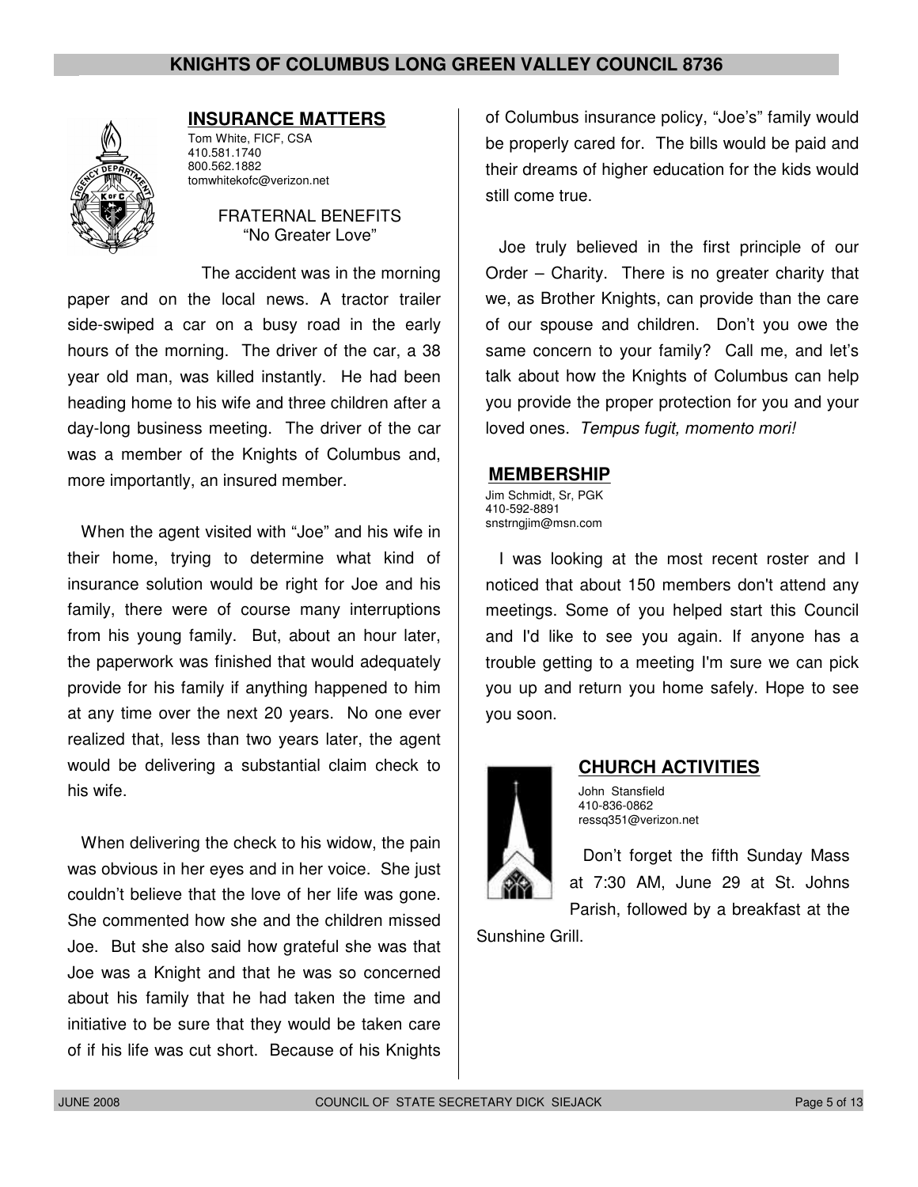## INSURANCE MATTERS

Tom White, FICF, CSA
410.581.1740
800.562.1882
tomwhitekofc@verizon.net

FRATERNAL BENEFITS
"No Greater Love"

The accident was in the morning paper and on the local news. A tractor trailer side-swiped a car on a busy road in the early hours of the morning. The driver of the car, a 38 year old man, was killed instantly. He had been heading home to his wife and three children after a day-long business meeting. The driver of the car was a member of the Knights of Columbus and, more importantly, an insured member.

When the agent visited with "Joe" and his wife in their home, trying to determine what kind of insurance solution would be right for Joe and his family, there were of course many interruptions from his young family. But, about an hour later, the paperwork was finished that would adequately provide for his family if anything happened to him at any time over the next 20 years. No one ever realized that, less than two years later, the agent would be delivering a substantial claim check to his wife.

When delivering the check to his widow, the pain was obvious in her eyes and in her voice. She just couldn't believe that the love of her life was gone. She commented how she and the children missed Joe. But she also said how grateful she was that Joe was a Knight and that he was so concerned about his family that he had taken the time and initiative to be sure that they would be taken care of if his life was cut short. Because of his Knights of Columbus insurance policy, "Joe's" family would be properly cared for. The bills would be paid and their dreams of higher education for the kids would still come true.

Joe truly believed in the first principle of our Order – Charity. There is no greater charity that we, as Brother Knights, can provide than the care of our spouse and children. Don't you owe the same concern to your family? Call me, and let's talk about how the Knights of Columbus can help you provide the proper protection for you and your loved ones. *Tempus fugit, momento mori!*

## MEMBERSHIP

Jim Schmidt, Sr, PGK
410-592-8891
snstrngjim@msn.com

I was looking at the most recent roster and I noticed that about 150 members don't attend any meetings. Some of you helped start this Council and I'd like to see you again. If anyone has a trouble getting to a meeting I'm sure we can pick you up and return you home safely. Hope to see you soon.

## CHURCH ACTIVITIES

John Stansfield
410-836-0862
ressq351@verizon.net

Don't forget the fifth Sunday Mass at 7:30 AM, June 29 at St. Johns Parish, followed by a breakfast at the Sunshine Grill.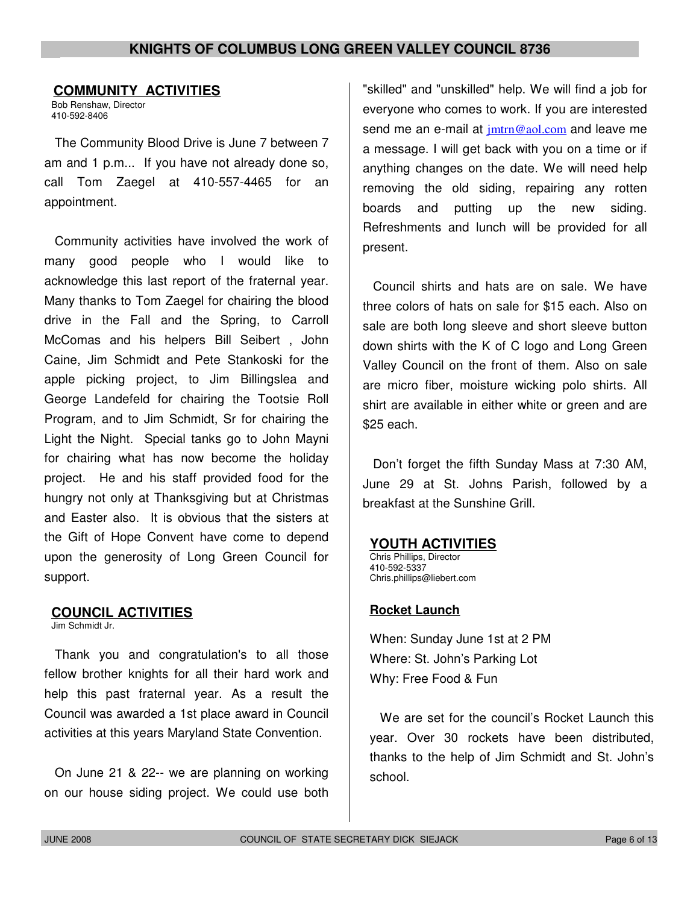## COMMUNITY ACTIVITIES

Bob Renshaw, Director
410-592-8406

The Community Blood Drive is June 7 between 7 am and 1 p.m... If you have not already done so, call Tom Zaegel at 410-557-4465 for an appointment.

Community activities have involved the work of many good people who I would like to acknowledge this last report of the fraternal year. Many thanks to Tom Zaegel for chairing the blood drive in the Fall and the Spring, to Carroll McComas and his helpers Bill Seibert , John Caine, Jim Schmidt and Pete Stankoski for the apple picking project, to Jim Billingslea and George Landefeld for chairing the Tootsie Roll Program, and to Jim Schmidt, Sr for chairing the Light the Night. Special tanks go to John Mayni for chairing what has now become the holiday project. He and his staff provided food for the hungry not only at Thanksgiving but at Christmas and Easter also. It is obvious that the sisters at the Gift of Hope Convent have come to depend upon the generosity of Long Green Council for support.

## COUNCIL ACTIVITIES

Jim Schmidt Jr.

Thank you and congratulation's to all those fellow brother knights for all their hard work and help this past fraternal year. As a result the Council was awarded a 1st place award in Council activities at this years Maryland State Convention.

On June 21 & 22-- we are planning on working on our house siding project. We could use both "skilled" and "unskilled" help. We will find a job for everyone who comes to work. If you are interested send me an e-mail at jmtrn@aol.com and leave me a message. I will get back with you on a time or if anything changes on the date. We will need help removing the old siding, repairing any rotten boards and putting up the new siding. Refreshments and lunch will be provided for all present.

Council shirts and hats are on sale. We have three colors of hats on sale for $15 each. Also on sale are both long sleeve and short sleeve button down shirts with the K of C logo and Long Green Valley Council on the front of them. Also on sale are micro fiber, moisture wicking polo shirts. All shirt are available in either white or green and are $25 each.

Don't forget the fifth Sunday Mass at 7:30 AM, June 29 at St. Johns Parish, followed by a breakfast at the Sunshine Grill.

## YOUTH ACTIVITIES

Chris Phillips, Director
410-592-5337
Chris.phillips@liebert.com

### Rocket Launch

When: Sunday June 1st at 2 PM
Where: St. John's Parking Lot
Why: Free Food & Fun

We are set for the council's Rocket Launch this year. Over 30 rockets have been distributed, thanks to the help of Jim Schmidt and St. John's school.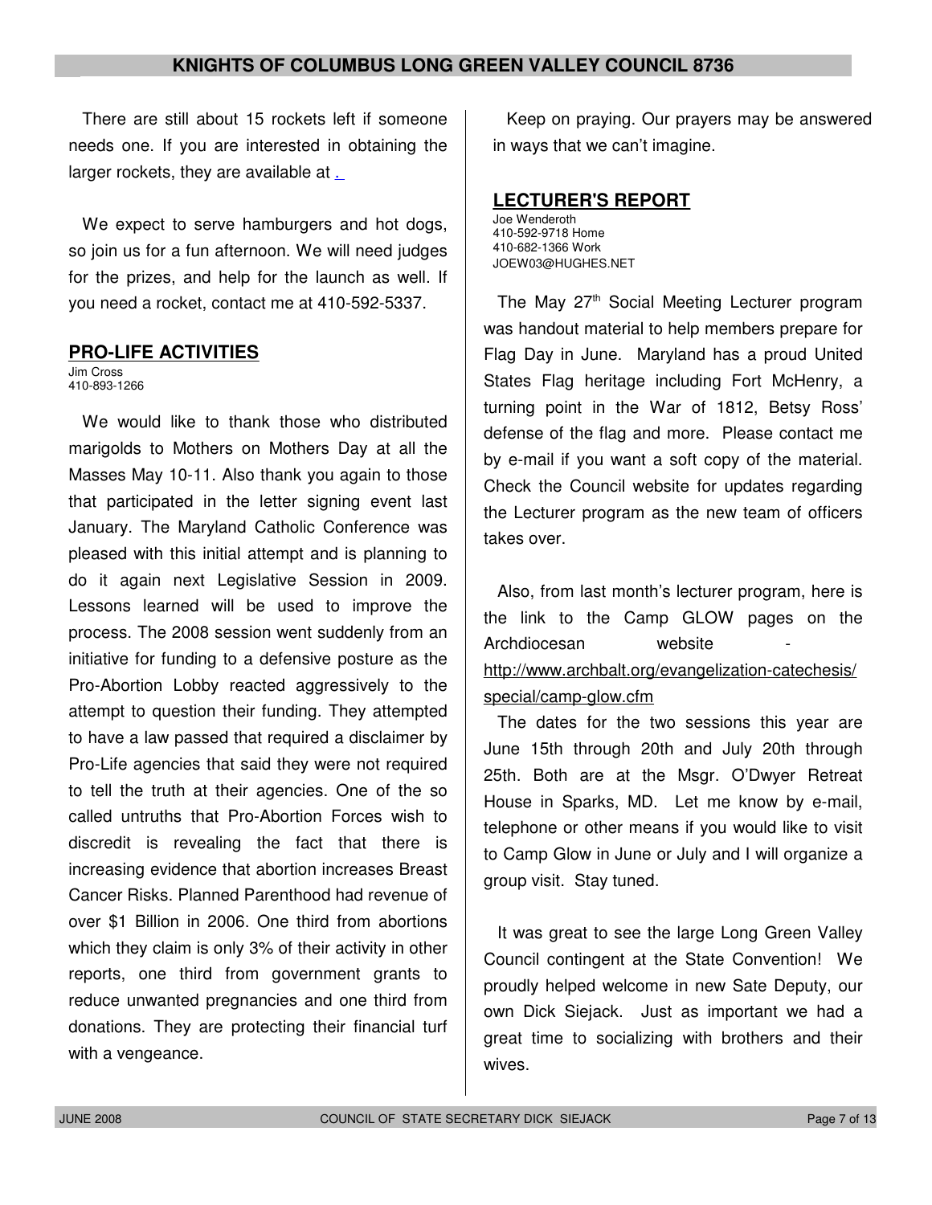There are still about 15 rockets left if someone needs one. If you are interested in obtaining the larger rockets, they are available at .

We expect to serve hamburgers and hot dogs, so join us for a fun afternoon. We will need judges for the prizes, and help for the launch as well. If you need a rocket, contact me at 410-592-5337.

## PRO-LIFE ACTIVITIES

Jim Cross
410-893-1266

We would like to thank those who distributed marigolds to Mothers on Mothers Day at all the Masses May 10-11. Also thank you again to those that participated in the letter signing event last January. The Maryland Catholic Conference was pleased with this initial attempt and is planning to do it again next Legislative Session in 2009. Lessons learned will be used to improve the process. The 2008 session went suddenly from an initiative for funding to a defensive posture as the Pro-Abortion Lobby reacted aggressively to the attempt to question their funding. They attempted to have a law passed that required a disclaimer by Pro-Life agencies that said they were not required to tell the truth at their agencies. One of the so called untruths that Pro-Abortion Forces wish to discredit is revealing the fact that there is increasing evidence that abortion increases Breast Cancer Risks. Planned Parenthood had revenue of over $1 Billion in 2006. One third from abortions which they claim is only 3% of their activity in other reports, one third from government grants to reduce unwanted pregnancies and one third from donations. They are protecting their financial turf with a vengeance.

Keep on praying. Our prayers may be answered in ways that we can't imagine.

## LECTURER'S REPORT

Joe Wenderoth
410-592-9718 Home
410-682-1366 Work
JOEW03@HUGHES.NET

The May 27th Social Meeting Lecturer program was handout material to help members prepare for Flag Day in June. Maryland has a proud United States Flag heritage including Fort McHenry, a turning point in the War of 1812, Betsy Ross' defense of the flag and more. Please contact me by e-mail if you want a soft copy of the material. Check the Council website for updates regarding the Lecturer program as the new team of officers takes over.

Also, from last month's lecturer program, here is the link to the Camp GLOW pages on the Archdiocesan website - http://www.archbalt.org/evangelization-catechesis/special/camp-glow.cfm

The dates for the two sessions this year are June 15th through 20th and July 20th through 25th. Both are at the Msgr. O'Dwyer Retreat House in Sparks, MD. Let me know by e-mail, telephone or other means if you would like to visit to Camp Glow in June or July and I will organize a group visit. Stay tuned.

It was great to see the large Long Green Valley Council contingent at the State Convention! We proudly helped welcome in new Sate Deputy, our own Dick Siejack. Just as important we had a great time to socializing with brothers and their wives.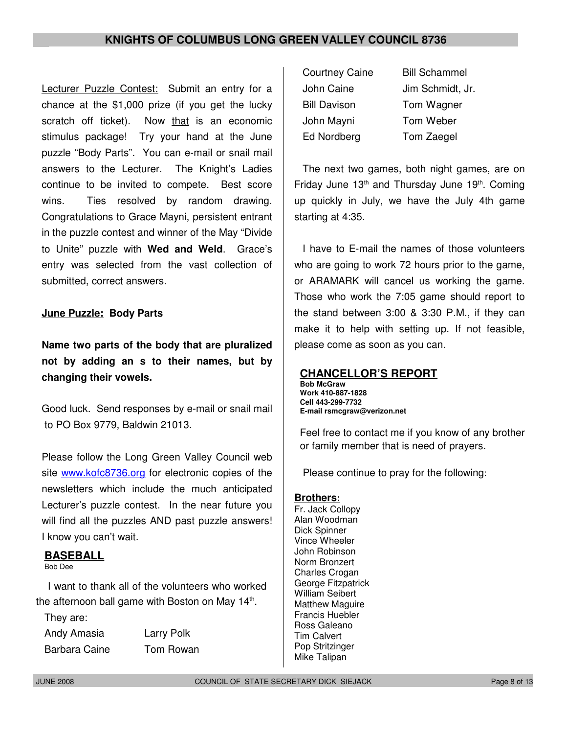<u>Lecturer Puzzle Contest:</u> Submit an entry for a chance at the $1,000 prize (if you get the lucky scratch off ticket). Now <u>that</u> is an economic stimulus package! Try your hand at the June puzzle "Body Parts". You can e-mail or snail mail answers to the Lecturer. The Knight's Ladies continue to be invited to compete. Best score wins. Ties resolved by random drawing. Congratulations to Grace Mayni, persistent entrant in the puzzle contest and winner of the May "Divide to Unite" puzzle with **Wed and Weld**. Grace's entry was selected from the vast collection of submitted, correct answers.

**<u>June Puzzle:</u> Body Parts**

**Name two parts of the body that are pluralized not by adding an s to their names, but by changing their vowels.**

Good luck. Send responses by e-mail or snail mail to PO Box 9779, Baldwin 21013.

Please follow the Long Green Valley Council web site www.kofc8736.org for electronic copies of the newsletters which include the much anticipated Lecturer's puzzle contest. In the near future you will find all the puzzles AND past puzzle answers! I know you can't wait.

## BASEBALL

Bob Dee

I want to thank all of the volunteers who worked the afternoon ball game with Boston on May 14th.

They are:

| | |
|---|---|
| Andy Amasia | Larry Polk |
| Barbara Caine | Tom Rowan |
| Courtney Caine | Bill Schammel |
| John Caine | Jim Schmidt, Jr. |
| Bill Davison | Tom Wagner |
| John Mayni | Tom Weber |
| Ed Nordberg | Tom Zaegel |

The next two games, both night games, are on Friday June 13th and Thursday June 19th. Coming up quickly in July, we have the July 4th game starting at 4:35.

I have to E-mail the names of those volunteers who are going to work 72 hours prior to the game, or ARAMARK will cancel us working the game. Those who work the 7:05 game should report to the stand between 3:00 & 3:30 P.M., if they can make it to help with setting up. If not feasible, please come as soon as you can.

## CHANCELLOR'S REPORT

**Bob McGraw**
**Work 410-887-1828**
**Cell 443-299-7732**
**E-mail rsmcgraw@verizon.net**

Feel free to contact me if you know of any brother or family member that is need of prayers.

Please continue to pray for the following:

**<u>Brothers:</u>**

Fr. Jack Collopy
Alan Woodman
Dick Spinner
Vince Wheeler
John Robinson
Norm Bronzert
Charles Crogan
George Fitzpatrick
William Seibert
Matthew Maguire
Francis Huebler
Ross Galeano
Tim Calvert
Pop Stritzinger
Mike Talipan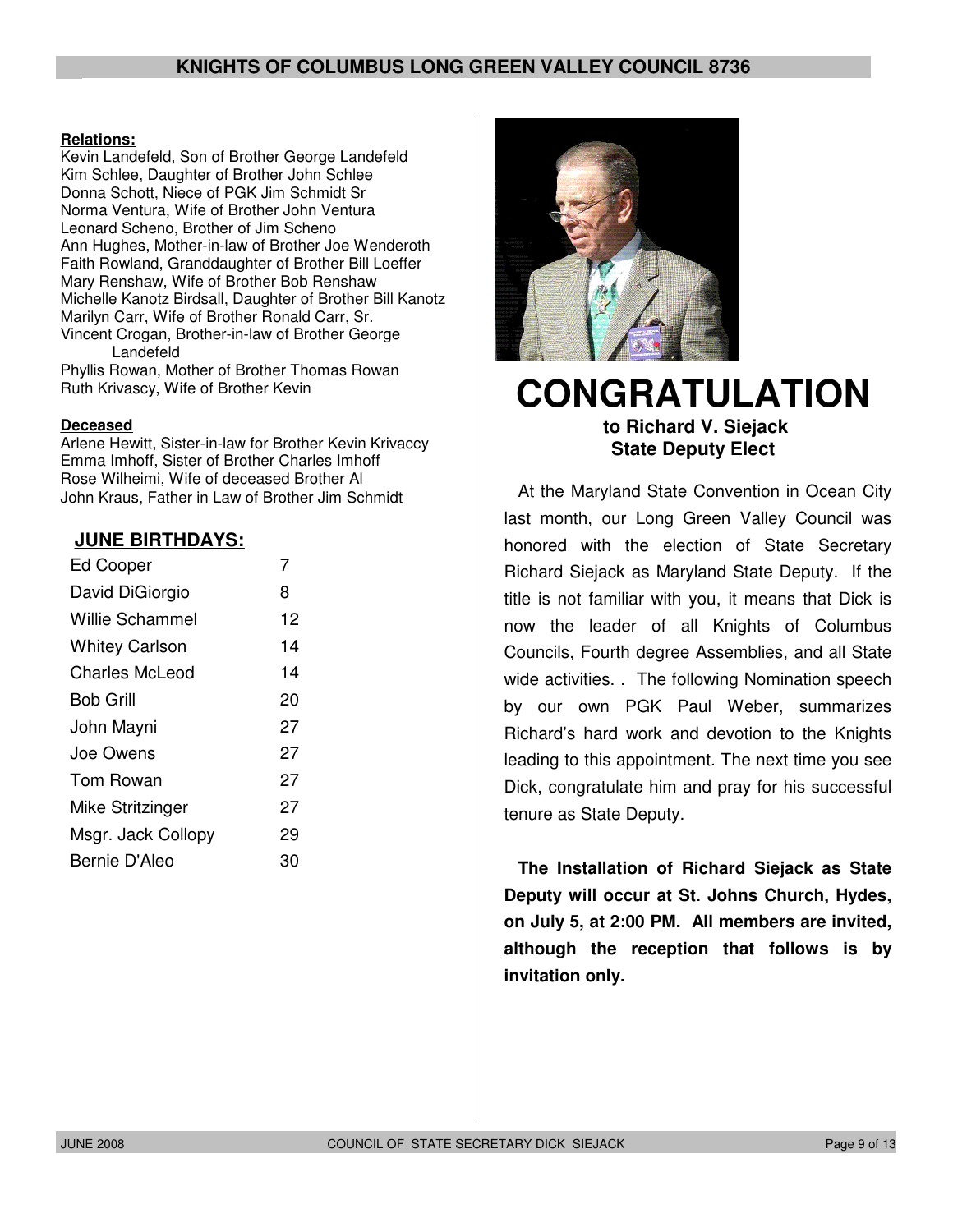**Relations:**

Kevin Landefeld, Son of Brother George Landefeld
Kim Schlee, Daughter of Brother John Schlee
Donna Schott, Niece of PGK Jim Schmidt Sr
Norma Ventura, Wife of Brother John Ventura
Leonard Scheno, Brother of Jim Scheno
Ann Hughes, Mother-in-law of Brother Joe Wenderoth
Faith Rowland, Granddaughter of Brother Bill Loeffer
Mary Renshaw, Wife of Brother Bob Renshaw
Michelle Kanotz Birdsall, Daughter of Brother Bill Kanotz
Marilyn Carr, Wife of Brother Ronald Carr, Sr.
Vincent Crogan, Brother-in-law of Brother George Landefeld
Phyllis Rowan, Mother of Brother Thomas Rowan
Ruth Krivascy, Wife of Brother Kevin

**Deceased**

Arlene Hewitt, Sister-in-law for Brother Kevin Krivaccy
Emma Imhoff, Sister of Brother Charles Imhoff
Rose Wilheimi, Wife of deceased Brother Al
John Kraus, Father in Law of Brother Jim Schmidt

## JUNE BIRTHDAYS:

| | |
|---|---|
| Ed Cooper | 7 |
| David DiGiorgio | 8 |
| Willie Schammel | 12 |
| Whitey Carlson | 14 |
| Charles McLeod | 14 |
| Bob Grill | 20 |
| John Mayni | 27 |
| Joe Owens | 27 |
| Tom Rowan | 27 |
| Mike Stritzinger | 27 |
| Msgr. Jack Collopy | 29 |
| Bernie D'Aleo | 30 |

# CONGRATULATION

**to Richard V. Siejack**
**State Deputy Elect**

At the Maryland State Convention in Ocean City last month, our Long Green Valley Council was honored with the election of State Secretary Richard Siejack as Maryland State Deputy. If the title is not familiar with you, it means that Dick is now the leader of all Knights of Columbus Councils, Fourth degree Assemblies, and all State wide activities. . The following Nomination speech by our own PGK Paul Weber, summarizes Richard's hard work and devotion to the Knights leading to this appointment. The next time you see Dick, congratulate him and pray for his successful tenure as State Deputy.

**The Installation of Richard Siejack as State Deputy will occur at St. Johns Church, Hydes, on July 5, at 2:00 PM. All members are invited, although the reception that follows is by invitation only.**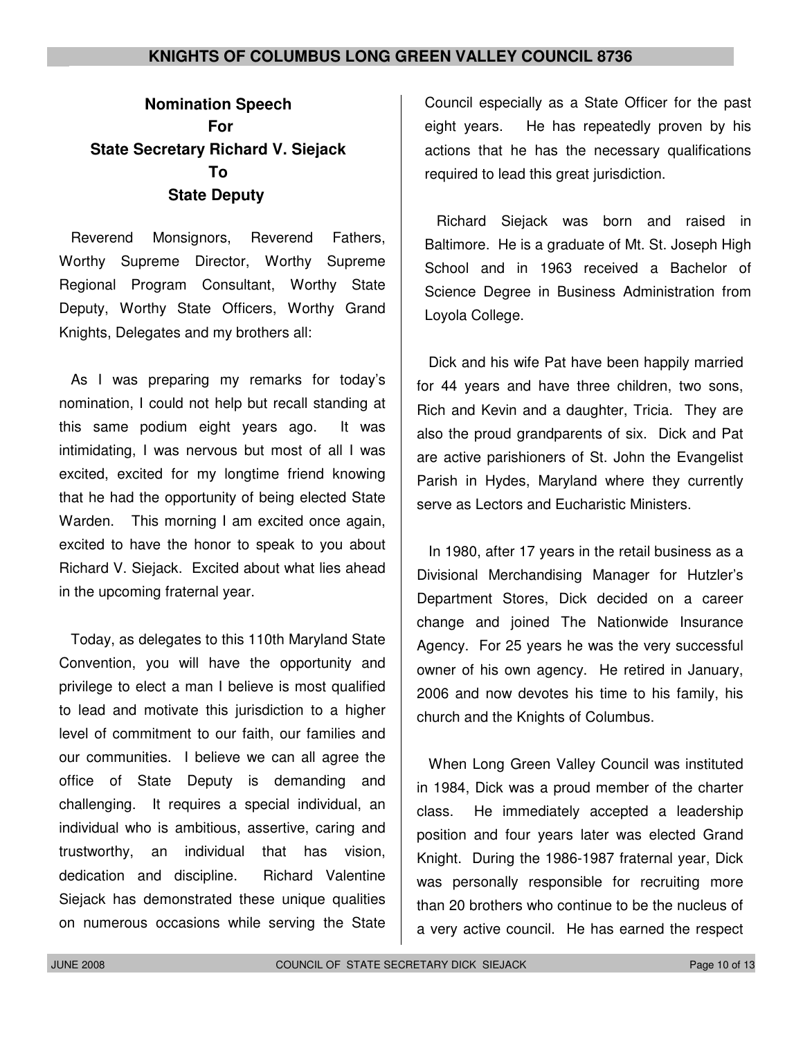## Nomination Speech For State Secretary Richard V. Siejack To State Deputy

Reverend Monsignors, Reverend Fathers, Worthy Supreme Director, Worthy Supreme Regional Program Consultant, Worthy State Deputy, Worthy State Officers, Worthy Grand Knights, Delegates and my brothers all:

As I was preparing my remarks for today's nomination, I could not help but recall standing at this same podium eight years ago. It was intimidating, I was nervous but most of all I was excited, excited for my longtime friend knowing that he had the opportunity of being elected State Warden. This morning I am excited once again, excited to have the honor to speak to you about Richard V. Siejack. Excited about what lies ahead in the upcoming fraternal year.

Today, as delegates to this 110th Maryland State Convention, you will have the opportunity and privilege to elect a man I believe is most qualified to lead and motivate this jurisdiction to a higher level of commitment to our faith, our families and our communities. I believe we can all agree the office of State Deputy is demanding and challenging. It requires a special individual, an individual who is ambitious, assertive, caring and trustworthy, an individual that has vision, dedication and discipline. Richard Valentine Siejack has demonstrated these unique qualities on numerous occasions while serving the State Council especially as a State Officer for the past eight years. He has repeatedly proven by his actions that he has the necessary qualifications required to lead this great jurisdiction.

Richard Siejack was born and raised in Baltimore. He is a graduate of Mt. St. Joseph High School and in 1963 received a Bachelor of Science Degree in Business Administration from Loyola College.

Dick and his wife Pat have been happily married for 44 years and have three children, two sons, Rich and Kevin and a daughter, Tricia. They are also the proud grandparents of six. Dick and Pat are active parishioners of St. John the Evangelist Parish in Hydes, Maryland where they currently serve as Lectors and Eucharistic Ministers.

In 1980, after 17 years in the retail business as a Divisional Merchandising Manager for Hutzler's Department Stores, Dick decided on a career change and joined The Nationwide Insurance Agency. For 25 years he was the very successful owner of his own agency. He retired in January, 2006 and now devotes his time to his family, his church and the Knights of Columbus.

When Long Green Valley Council was instituted in 1984, Dick was a proud member of the charter class. He immediately accepted a leadership position and four years later was elected Grand Knight. During the 1986-1987 fraternal year, Dick was personally responsible for recruiting more than 20 brothers who continue to be the nucleus of a very active council. He has earned the respect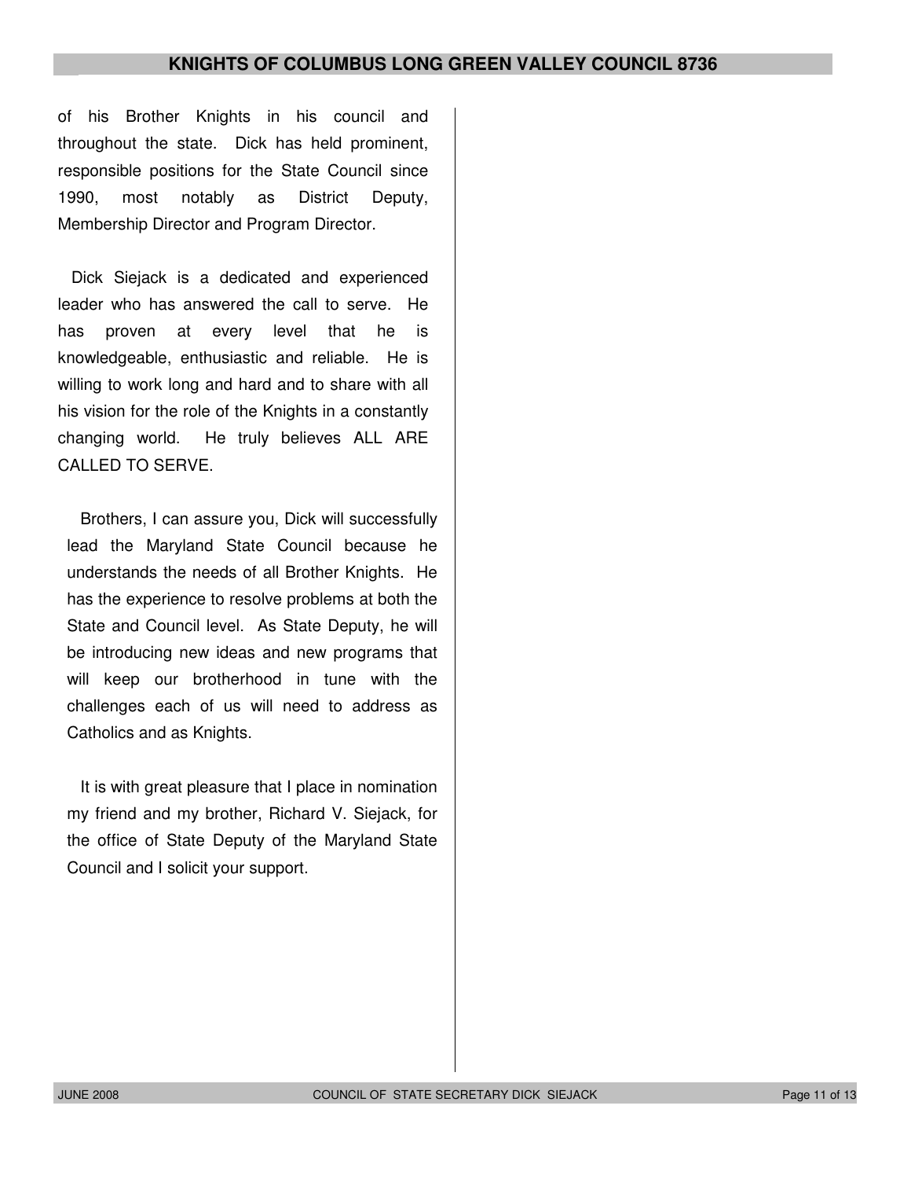of his Brother Knights in his council and throughout the state. Dick has held prominent, responsible positions for the State Council since 1990, most notably as District Deputy, Membership Director and Program Director.

Dick Siejack is a dedicated and experienced leader who has answered the call to serve. He has proven at every level that he is knowledgeable, enthusiastic and reliable. He is willing to work long and hard and to share with all his vision for the role of the Knights in a constantly changing world. He truly believes ALL ARE CALLED TO SERVE.

Brothers, I can assure you, Dick will successfully lead the Maryland State Council because he understands the needs of all Brother Knights. He has the experience to resolve problems at both the State and Council level. As State Deputy, he will be introducing new ideas and new programs that will keep our brotherhood in tune with the challenges each of us will need to address as Catholics and as Knights.

It is with great pleasure that I place in nomination my friend and my brother, Richard V. Siejack, for the office of State Deputy of the Maryland State Council and I solicit your support.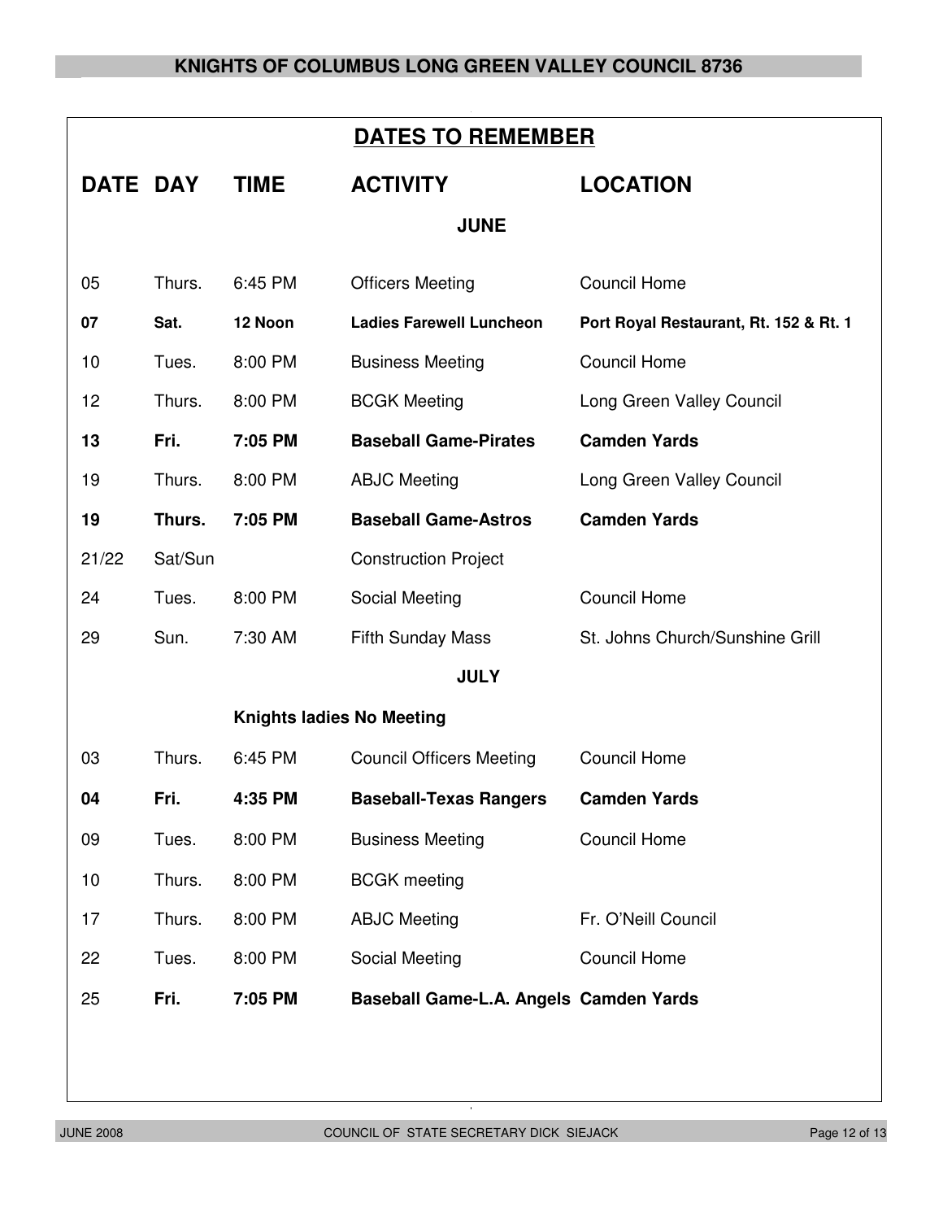## DATES TO REMEMBER

| DATE | DAY | TIME | ACTIVITY | LOCATION |
|---|---|---|---|---|
| | | | **JUNE** | |
| 05 | Thurs. | 6:45 PM | Officers Meeting | Council Home |
| **07** | **Sat.** | **12 Noon** | **Ladies Farewell Luncheon** | **Port Royal Restaurant, Rt. 152 & Rt. 1** |
| 10 | Tues. | 8:00 PM | Business Meeting | Council Home |
| 12 | Thurs. | 8:00 PM | BCGK Meeting | Long Green Valley Council |
| **13** | **Fri.** | **7:05 PM** | **Baseball Game-Pirates** | **Camden Yards** |
| 19 | Thurs. | 8:00 PM | ABJC Meeting | Long Green Valley Council |
| **19** | **Thurs.** | **7:05 PM** | **Baseball Game-Astros** | **Camden Yards** |
| 21/22 | Sat/Sun | | Construction Project | |
| 24 | Tues. | 8:00 PM | Social Meeting | Council Home |
| 29 | Sun. | 7:30 AM | Fifth Sunday Mass | St. Johns Church/Sunshine Grill |
| | | | **JULY** | |
| | | **Knights ladies No Meeting** | | |
| 03 | Thurs. | 6:45 PM | Council Officers Meeting | Council Home |
| **04** | **Fri.** | **4:35 PM** | **Baseball-Texas Rangers** | **Camden Yards** |
| 09 | Tues. | 8:00 PM | Business Meeting | Council Home |
| 10 | Thurs. | 8:00 PM | BCGK meeting | |
| 17 | Thurs. | 8:00 PM | ABJC Meeting | Fr. O'Neill Council |
| 22 | Tues. | 8:00 PM | Social Meeting | Council Home |
| 25 | **Fri.** | **7:05 PM** | **Baseball Game-L.A. Angels** | **Camden Yards** |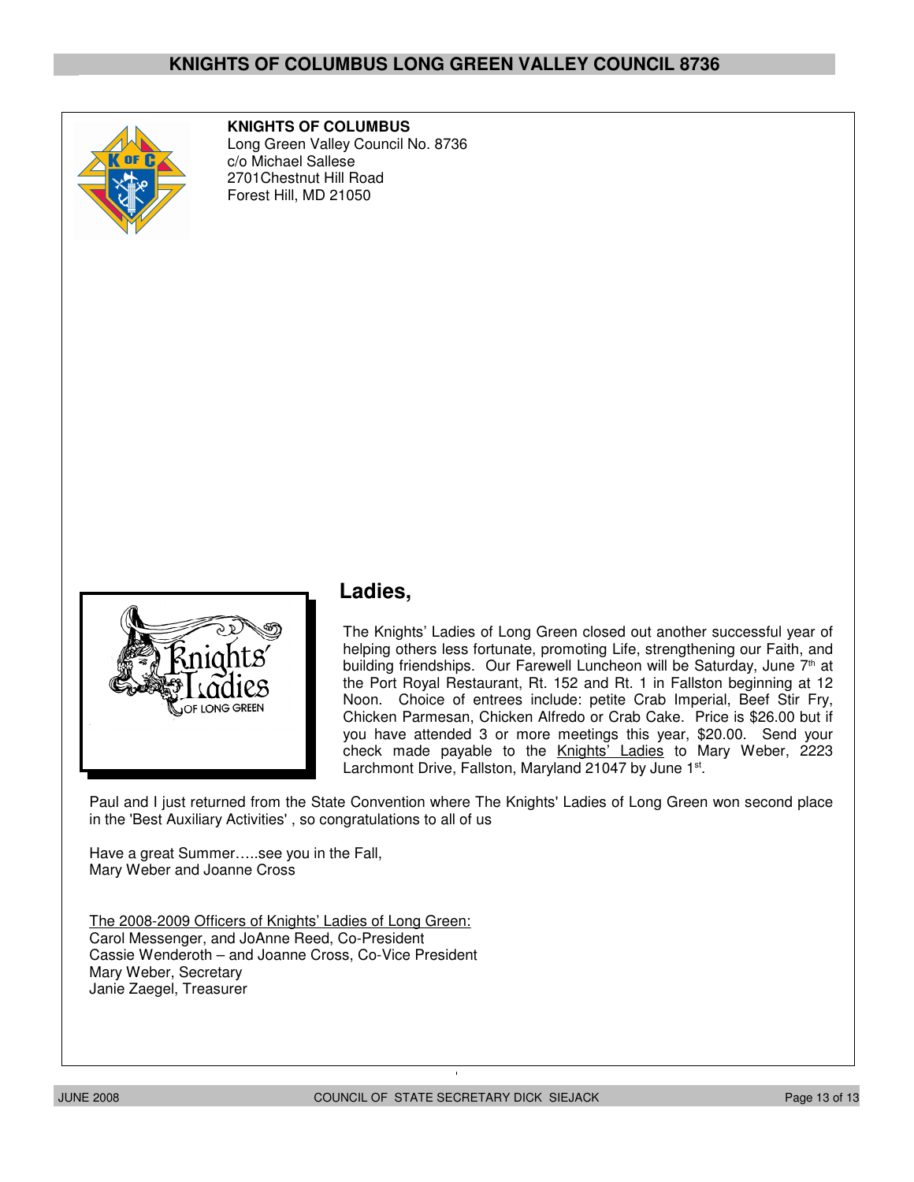**KNIGHTS OF COLUMBUS**
Long Green Valley Council No. 8736
c/o Michael Sallese
2701Chestnut Hill Road
Forest Hill, MD 21050

## Ladies,

The Knights' Ladies of Long Green closed out another successful year of helping others less fortunate, promoting Life, strengthening our Faith, and building friendships. Our Farewell Luncheon will be Saturday, June 7th at the Port Royal Restaurant, Rt. 152 and Rt. 1 in Fallston beginning at 12 Noon. Choice of entrees include: petite Crab Imperial, Beef Stir Fry, Chicken Parmesan, Chicken Alfredo or Crab Cake. Price is $26.00 but if you have attended 3 or more meetings this year, $20.00. Send your check made payable to the Knights' Ladies to Mary Weber, 2223 Larchmont Drive, Fallston, Maryland 21047 by June 1st.

Paul and I just returned from the State Convention where The Knights' Ladies of Long Green won second place in the 'Best Auxiliary Activities' , so congratulations to all of us

Have a great Summer…..see you in the Fall,
Mary Weber and Joanne Cross

The 2008-2009 Officers of Knights' Ladies of Long Green:
Carol Messenger, and JoAnne Reed, Co-President
Cassie Wenderoth – and Joanne Cross, Co-Vice President
Mary Weber, Secretary
Janie Zaegel, Treasurer